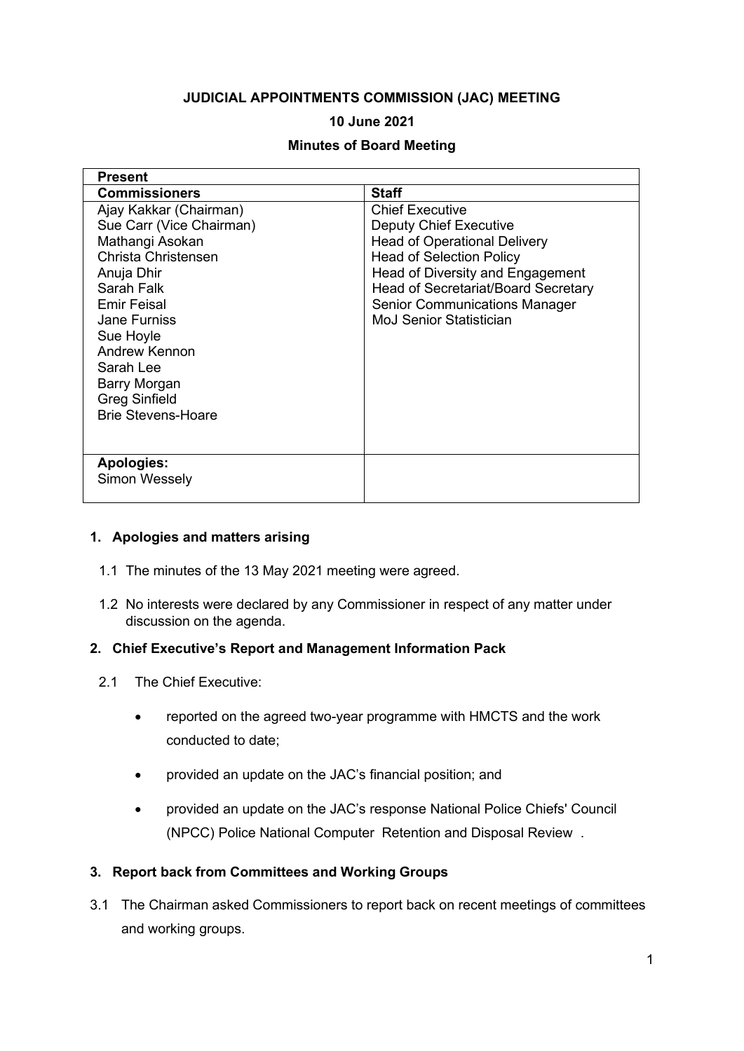**JUDICIAL APPOINTMENTS COMMISSION (JAC) MEETING**

**10 June 2021**

**Minutes of Board Meeting**

| **Present** | |
|---|---|
| **Commissioners** | **Staff** |
| Ajay Kakkar (Chairman)<br>Sue Carr (Vice Chairman)<br>Mathangi Asokan<br>Christa Christensen<br>Anuja Dhir<br>Sarah Falk<br>Emir Feisal<br>Jane Furniss<br>Sue Hoyle<br>Andrew Kennon<br>Sarah Lee<br>Barry Morgan<br>Greg Sinfield<br>Brie Stevens-Hoare | Chief Executive<br>Deputy Chief Executive<br>Head of Operational Delivery<br>Head of Selection Policy<br>Head of Diversity and Engagement<br>Head of Secretariat/Board Secretary<br>Senior Communications Manager<br>MoJ Senior Statistician |
| **Apologies:**<br>Simon Wessely | |

## 1. Apologies and matters arising

1.1 The minutes of the 13 May 2021 meeting were agreed.

1.2 No interests were declared by any Commissioner in respect of any matter under discussion on the agenda.

## 2. Chief Executive's Report and Management Information Pack

2.1 The Chief Executive:

- reported on the agreed two-year programme with HMCTS and the work conducted to date;
- provided an update on the JAC's financial position; and
- provided an update on the JAC's response National Police Chiefs' Council (NPCC) Police National Computer Retention and Disposal Review .

## 3. Report back from Committees and Working Groups

3.1 The Chairman asked Commissioners to report back on recent meetings of committees and working groups.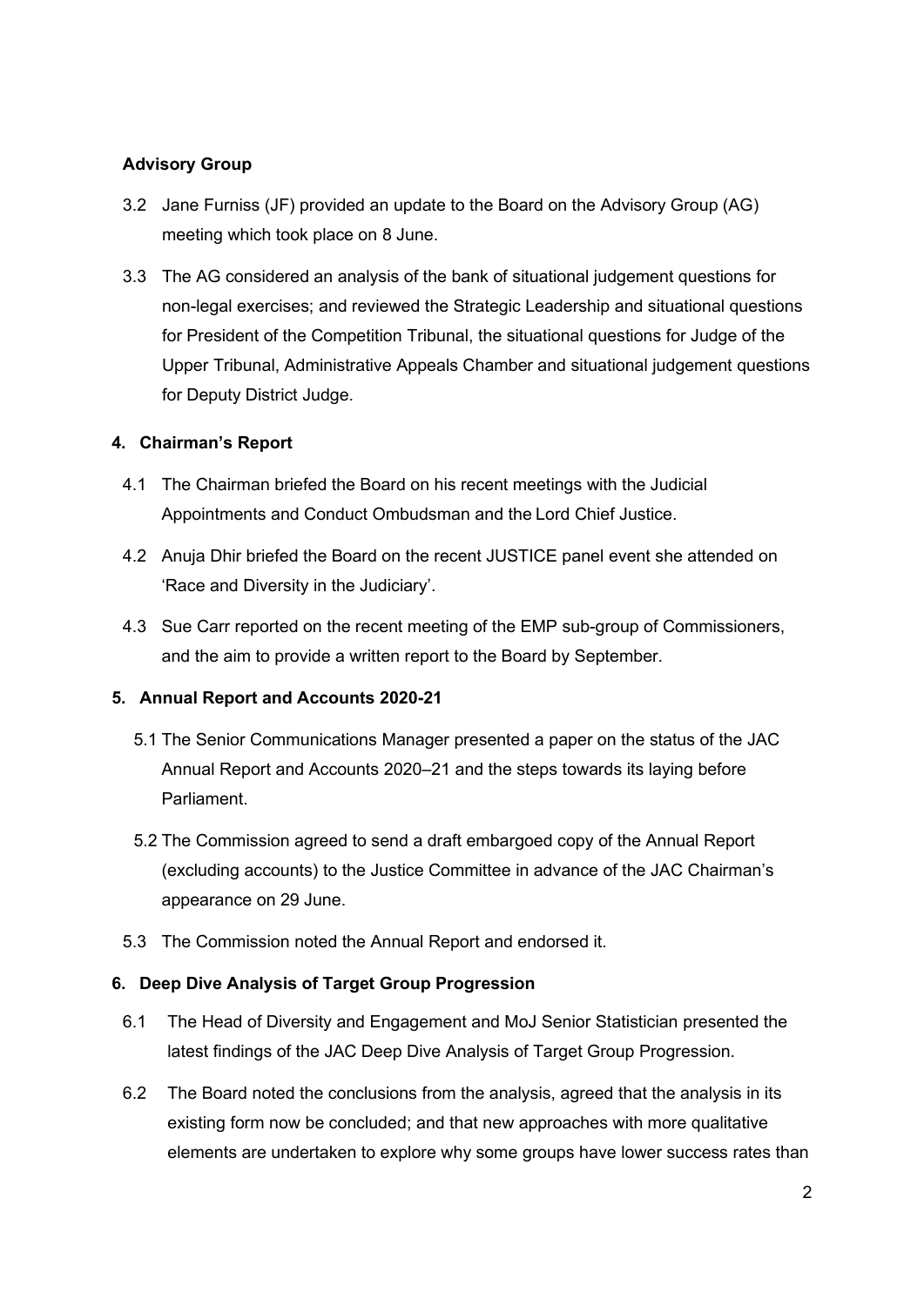**Advisory Group**

3.2 Jane Furniss (JF) provided an update to the Board on the Advisory Group (AG) meeting which took place on 8 June.

3.3 The AG considered an analysis of the bank of situational judgement questions for non-legal exercises; and reviewed the Strategic Leadership and situational questions for President of the Competition Tribunal, the situational questions for Judge of the Upper Tribunal, Administrative Appeals Chamber and situational judgement questions for Deputy District Judge.

**4. Chairman's Report**

4.1 The Chairman briefed the Board on his recent meetings with the Judicial Appointments and Conduct Ombudsman and the Lord Chief Justice.

4.2 Anuja Dhir briefed the Board on the recent JUSTICE panel event she attended on 'Race and Diversity in the Judiciary'.

4.3 Sue Carr reported on the recent meeting of the EMP sub-group of Commissioners, and the aim to provide a written report to the Board by September.

**5. Annual Report and Accounts 2020-21**

5.1 The Senior Communications Manager presented a paper on the status of the JAC Annual Report and Accounts 2020–21 and the steps towards its laying before Parliament.

5.2 The Commission agreed to send a draft embargoed copy of the Annual Report (excluding accounts) to the Justice Committee in advance of the JAC Chairman's appearance on 29 June.

5.3 The Commission noted the Annual Report and endorsed it.

**6. Deep Dive Analysis of Target Group Progression**

6.1 The Head of Diversity and Engagement and MoJ Senior Statistician presented the latest findings of the JAC Deep Dive Analysis of Target Group Progression.

6.2 The Board noted the conclusions from the analysis, agreed that the analysis in its existing form now be concluded; and that new approaches with more qualitative elements are undertaken to explore why some groups have lower success rates than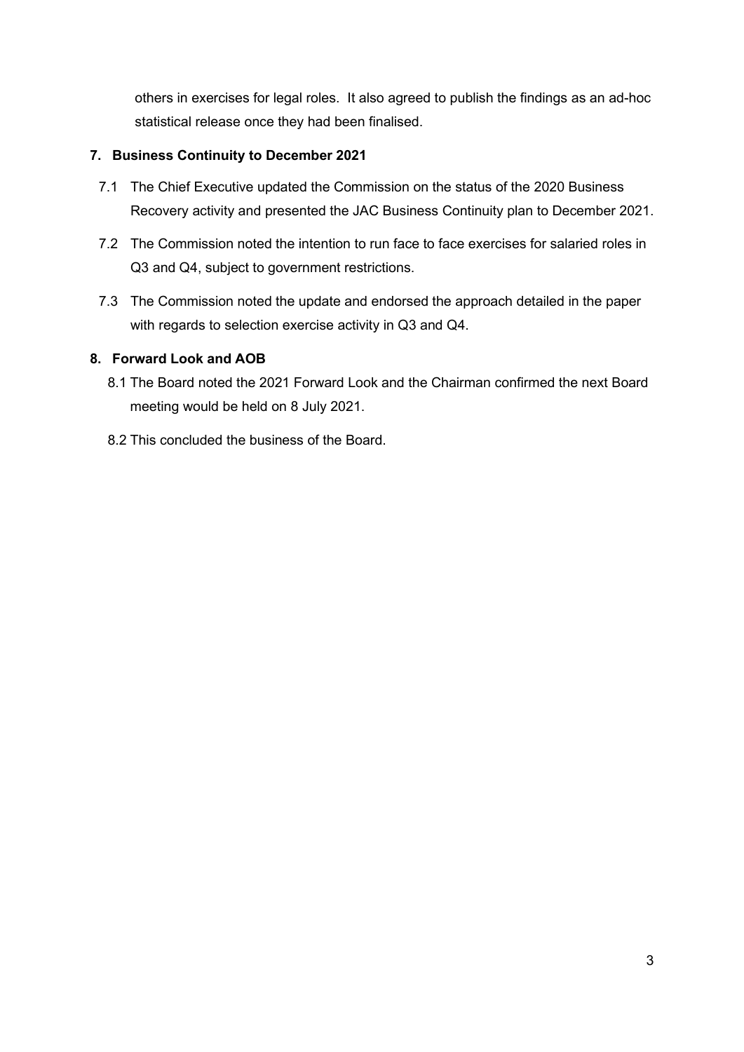others in exercises for legal roles. It also agreed to publish the findings as an ad-hoc statistical release once they had been finalised.

**7. Business Continuity to December 2021**

7.1 The Chief Executive updated the Commission on the status of the 2020 Business Recovery activity and presented the JAC Business Continuity plan to December 2021.

7.2 The Commission noted the intention to run face to face exercises for salaried roles in Q3 and Q4, subject to government restrictions.

7.3 The Commission noted the update and endorsed the approach detailed in the paper with regards to selection exercise activity in Q3 and Q4.

**8. Forward Look and AOB**

8.1 The Board noted the 2021 Forward Look and the Chairman confirmed the next Board meeting would be held on 8 July 2021.

8.2 This concluded the business of the Board.